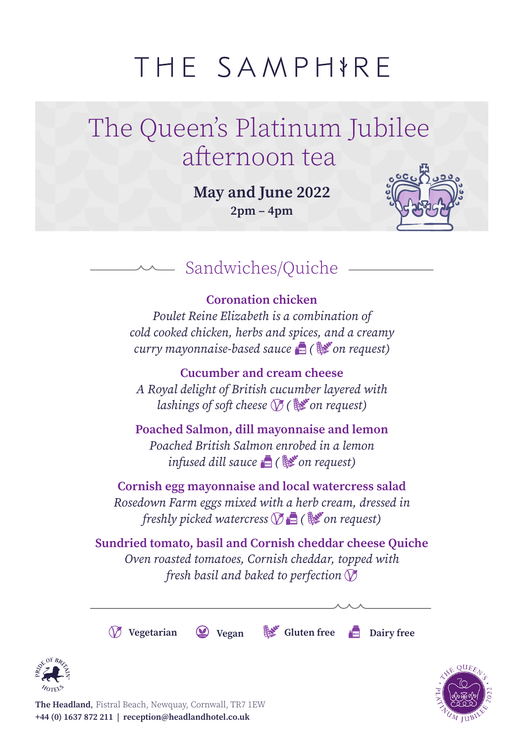# THE SAMPHIRE

## The Queen's Platinum Jubilee afternoon tea

**May and June 2022**

**2pm – 4pm**

## Sandwiches/Quiche

**Coronation chicken**

*Poulet Reine Elizabeth is a combination of cold cooked chicken, herbs and spices, and a creamy curry mayonnaise-based sauce* (Dairy free) *(* (Gluten free) *on request)*

**Cucumber and cream cheese**

*A Royal delight of British cucumber layered with lashings of soft cheese* (Vegetarian) *(* (Gluten free) *on request)*

**Poached Salmon, dill mayonnaise and lemon**

*Poached British Salmon enrobed in a lemon infused dill sauce* (Dairy free) *(* (Gluten free) *on request)*

**Cornish egg mayonnaise and local watercress salad**

*Rosedown Farm eggs mixed with a herb cream, dressed in freshly picked watercress* (Vegetarian) (Dairy free) *(* (Gluten free) *on request)*

**Sundried tomato, basil and Cornish cheddar cheese Quiche**

*Oven roasted tomatoes, Cornish cheddar, topped with fresh basil and baked to perfection* (Vegetarian)

**Vegetarian** | **Vegan** | **Gluten free** | **Dairy free**

**The Headland,** Fistral Beach, Newquay, Cornwall, TR7 1EW
**+44 (0) 1637 872 211 | reception@headlandhotel.co.uk**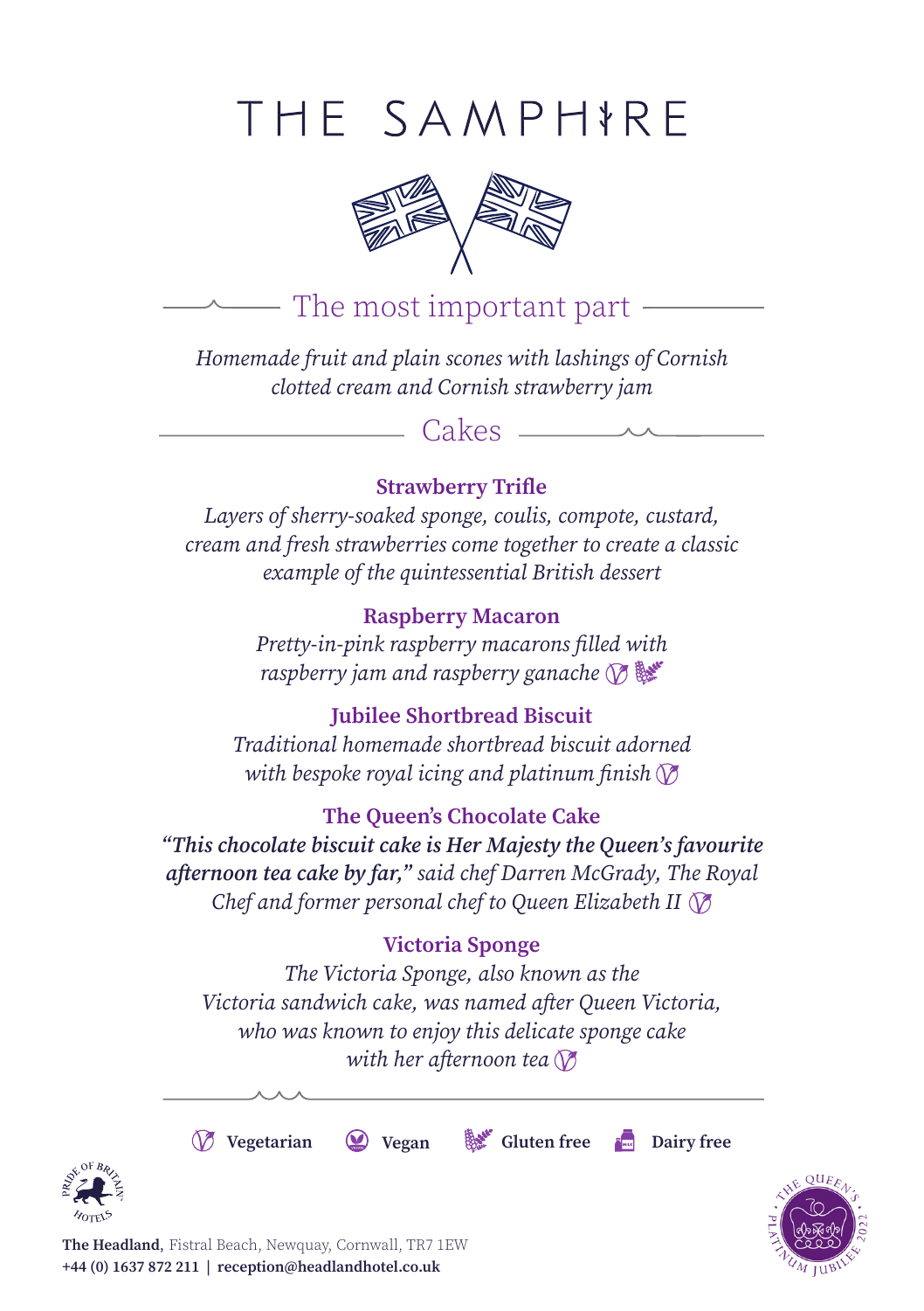# THE SAMPHIRE

## The most important part

*Homemade fruit and plain scones with lashings of Cornish clotted cream and Cornish strawberry jam*

## Cakes

**Strawberry Trifle**

*Layers of sherry-soaked sponge, coulis, compote, custard, cream and fresh strawberries come together to create a classic example of the quintessential British dessert*

**Raspberry Macaron**

*Pretty-in-pink raspberry macarons filled with raspberry jam and raspberry ganache* (Vegetarian) (Gluten free)

**Jubilee Shortbread Biscuit**

*Traditional homemade shortbread biscuit adorned with bespoke royal icing and platinum finish* (Vegetarian)

**The Queen's Chocolate Cake**

***"This chocolate biscuit cake is Her Majesty the Queen's favourite afternoon tea cake by far,"*** *said chef Darren McGrady, The Royal Chef and former personal chef to Queen Elizabeth II* (Vegetarian)

**Victoria Sponge**

*The Victoria Sponge, also known as the Victoria sandwich cake, was named after Queen Victoria, who was known to enjoy this delicate sponge cake with her afternoon tea* (Vegetarian)

**Vegetarian** **Vegan** **Gluten free** **Dairy free**

Pride of Britain Hotels

The Queen's Platinum Jubilee 2022

**The Headland,** Fistral Beach, Newquay, Cornwall, TR7 1EW
**+44 (0) 1637 872 211 | reception@headlandhotel.co.uk**